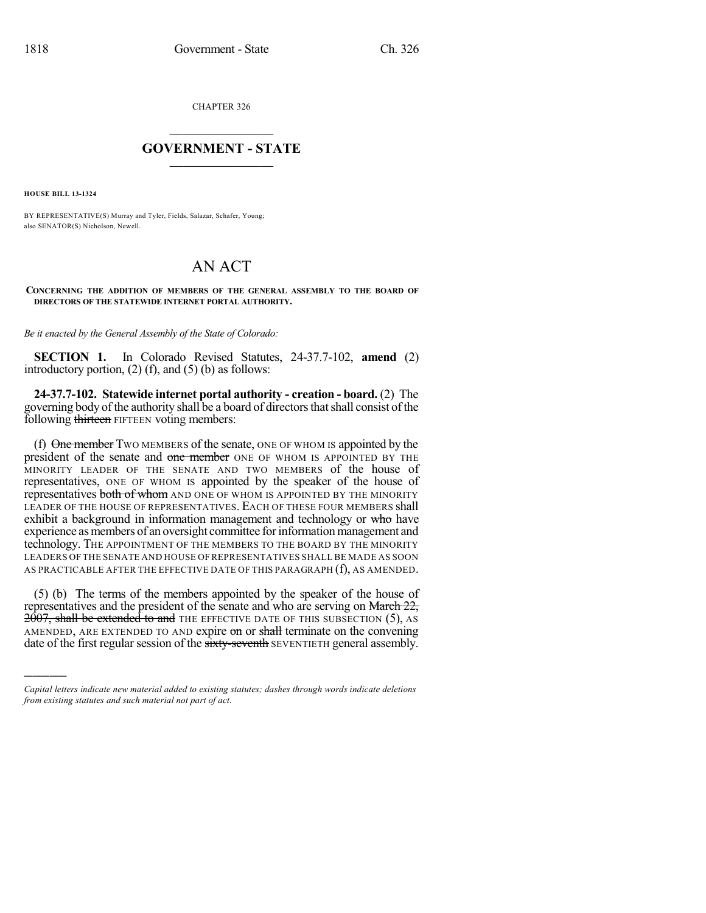CHAPTER 326

## GOVERNMENT - STATE

**HOUSE BILL 13-1324**

BY REPRESENTATIVE(S) Murray and Tyler, Fields, Salazar, Schafer, Young; also SENATOR(S) Nicholson, Newell.

# AN ACT

**CONCERNING THE ADDITION OF MEMBERS OF THE GENERAL ASSEMBLY TO THE BOARD OF DIRECTORS OF THE STATEWIDE INTERNET PORTAL AUTHORITY.**

*Be it enacted by the General Assembly of the State of Colorado:*

**SECTION 1.** In Colorado Revised Statutes, 24-37.7-102, **amend** (2) introductory portion, (2) (f), and (5) (b) as follows:

**24-37.7-102. Statewide internet portal authority - creation - board.** (2) The governing body of the authority shall be a board of directors that shall consist of the following ~~thirteen~~ FIFTEEN voting members:

(f) ~~One member~~ TWO MEMBERS of the senate, ONE OF WHOM IS appointed by the president of the senate and ~~one member~~ ONE OF WHOM IS APPOINTED BY THE MINORITY LEADER OF THE SENATE AND TWO MEMBERS of the house of representatives, ONE OF WHOM IS appointed by the speaker of the house of representatives ~~both of whom~~ AND ONE OF WHOM IS APPOINTED BY THE MINORITY LEADER OF THE HOUSE OF REPRESENTATIVES. EACH OF THESE FOUR MEMBERS shall exhibit a background in information management and technology or ~~who~~ have experience as members of an oversight committee for information management and technology. THE APPOINTMENT OF THE MEMBERS TO THE BOARD BY THE MINORITY LEADERS OF THE SENATE AND HOUSE OF REPRESENTATIVES SHALL BE MADE AS SOON AS PRACTICABLE AFTER THE EFFECTIVE DATE OF THIS PARAGRAPH (f), AS AMENDED.

(5) (b) The terms of the members appointed by the speaker of the house of representatives and the president of the senate and who are serving on ~~March 22, 2007, shall be extended to and~~ THE EFFECTIVE DATE OF THIS SUBSECTION (5), AS AMENDED, ARE EXTENDED TO AND expire ~~on~~ or ~~shall~~ terminate on the convening date of the first regular session of the ~~sixty-seventh~~ SEVENTIETH general assembly.

*Capital letters indicate new material added to existing statutes; dashes through words indicate deletions from existing statutes and such material not part of act.*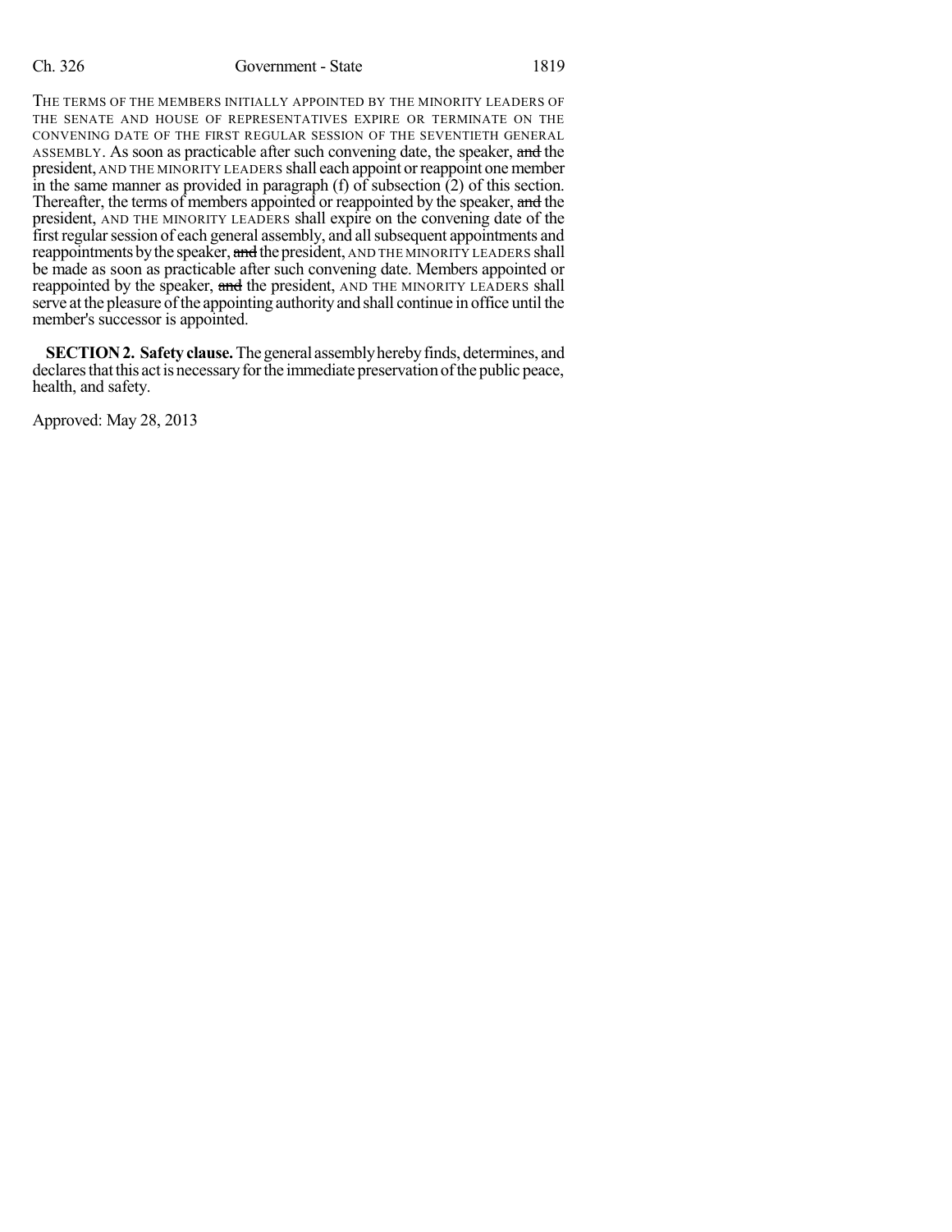THE TERMS OF THE MEMBERS INITIALLY APPOINTED BY THE MINORITY LEADERS OF THE SENATE AND HOUSE OF REPRESENTATIVES EXPIRE OR TERMINATE ON THE CONVENING DATE OF THE FIRST REGULAR SESSION OF THE SEVENTIETH GENERAL ASSEMBLY. As soon as practicable after such convening date, the speaker, ~~and~~ the president, AND THE MINORITY LEADERS shall each appoint or reappoint one member in the same manner as provided in paragraph (f) of subsection (2) of this section. Thereafter, the terms of members appointed or reappointed by the speaker, ~~and~~ the president, AND THE MINORITY LEADERS shall expire on the convening date of the first regular session of each general assembly, and all subsequent appointments and reappointments by the speaker, ~~and~~ the president, AND THE MINORITY LEADERS shall be made as soon as practicable after such convening date. Members appointed or reappointed by the speaker, ~~and~~ the president, AND THE MINORITY LEADERS shall serve at the pleasure of the appointing authority and shall continue in office until the member's successor is appointed.

**SECTION 2. Safety clause.** The general assembly hereby finds, determines, and declares that this act is necessary for the immediate preservation of the public peace, health, and safety.

Approved: May 28, 2013